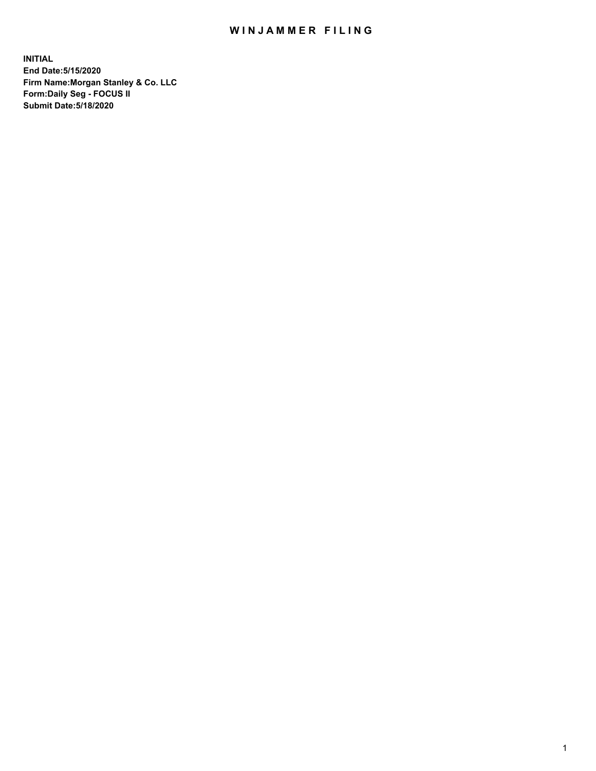# WINJAMMER FILING

**INITIAL**
**End Date:5/15/2020**
**Firm Name:Morgan Stanley & Co. LLC**
**Form:Daily Seg - FOCUS II**
**Submit Date:5/18/2020**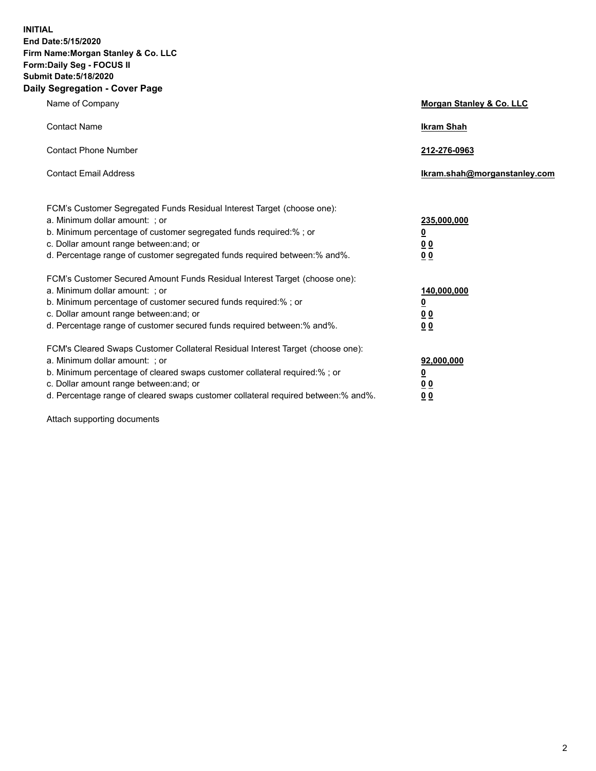**INITIAL**
**End Date:5/15/2020**
**Firm Name:Morgan Stanley & Co. LLC**
**Form:Daily Seg - FOCUS II**
**Submit Date:5/18/2020**

## Daily Segregation - Cover Page

| | |
|---|---|
| Name of Company | **Morgan Stanley & Co. LLC** |
| Contact Name | **Ikram Shah** |
| Contact Phone Number | **212-276-0963** |
| Contact Email Address | **Ikram.shah@morganstanley.com** |

| | |
|---|---|
| FCM's Customer Segregated Funds Residual Interest Target (choose one): | |
| a. Minimum dollar amount: ; or | **235,000,000** |
| b. Minimum percentage of customer segregated funds required:% ; or | **0** |
| c. Dollar amount range between:and; or | **0 0** |
| d. Percentage range of customer segregated funds required between:% and%. | **0 0** |
| FCM's Customer Secured Amount Funds Residual Interest Target (choose one): | |
| a. Minimum dollar amount: ; or | **140,000,000** |
| b. Minimum percentage of customer secured funds required:% ; or | **0** |
| c. Dollar amount range between:and; or | **0 0** |
| d. Percentage range of customer secured funds required between:% and%. | **0 0** |
| FCM's Cleared Swaps Customer Collateral Residual Interest Target (choose one): | |
| a. Minimum dollar amount: ; or | **92,000,000** |
| b. Minimum percentage of cleared swaps customer collateral required:% ; or | **0** |
| c. Dollar amount range between:and; or | **0 0** |
| d. Percentage range of cleared swaps customer collateral required between:% and%. | **0 0** |

Attach supporting documents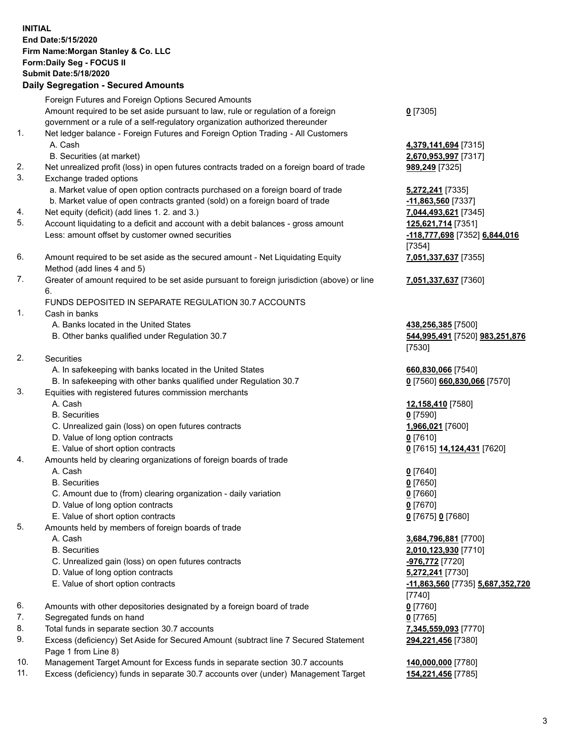**INITIAL**
**End Date:5/15/2020**
**Firm Name:Morgan Stanley & Co. LLC**
**Form:Daily Seg - FOCUS II**
**Submit Date:5/18/2020**

**Daily Segregation - Secured Amounts**

| | | |
|---|---|---|
| | Foreign Futures and Foreign Options Secured Amounts | |
| | Amount required to be set aside pursuant to law, rule or regulation of a foreign government or a rule of a self-regulatory organization authorized thereunder | **0** [7305] |
| 1. | Net ledger balance - Foreign Futures and Foreign Option Trading - All Customers | |
| | A. Cash | **4,379,141,694** [7315] |
| | B. Securities (at market) | **2,670,953,997** [7317] |
| 2. | Net unrealized profit (loss) in open futures contracts traded on a foreign board of trade | **989,249** [7325] |
| 3. | Exchange traded options | |
| | a. Market value of open option contracts purchased on a foreign board of trade | **5,272,241** [7335] |
| | b. Market value of open contracts granted (sold) on a foreign board of trade | **-11,863,560** [7337] |
| 4. | Net equity (deficit) (add lines 1. 2. and 3.) | **7,044,493,621** [7345] |
| 5. | Account liquidating to a deficit and account with a debit balances - gross amount | **125,621,714** [7351] |
| | Less: amount offset by customer owned securities | **-118,777,698** [7352] **6,844,016** [7354] |
| 6. | Amount required to be set aside as the secured amount - Net Liquidating Equity Method (add lines 4 and 5) | **7,051,337,637** [7355] |
| 7. | Greater of amount required to be set aside pursuant to foreign jurisdiction (above) or line 6. | **7,051,337,637** [7360] |
| | FUNDS DEPOSITED IN SEPARATE REGULATION 30.7 ACCOUNTS | |
| 1. | Cash in banks | |
| | A. Banks located in the United States | **438,256,385** [7500] |
| | B. Other banks qualified under Regulation 30.7 | **544,995,491** [7520] **983,251,876** [7530] |
| 2. | Securities | |
| | A. In safekeeping with banks located in the United States | **660,830,066** [7540] |
| | B. In safekeeping with other banks qualified under Regulation 30.7 | **0** [7560] **660,830,066** [7570] |
| 3. | Equities with registered futures commission merchants | |
| | A. Cash | **12,158,410** [7580] |
| | B. Securities | **0** [7590] |
| | C. Unrealized gain (loss) on open futures contracts | **1,966,021** [7600] |
| | D. Value of long option contracts | **0** [7610] |
| | E. Value of short option contracts | **0** [7615] **14,124,431** [7620] |
| 4. | Amounts held by clearing organizations of foreign boards of trade | |
| | A. Cash | **0** [7640] |
| | B. Securities | **0** [7650] |
| | C. Amount due to (from) clearing organization - daily variation | **0** [7660] |
| | D. Value of long option contracts | **0** [7670] |
| | E. Value of short option contracts | **0** [7675] **0** [7680] |
| 5. | Amounts held by members of foreign boards of trade | |
| | A. Cash | **3,684,796,881** [7700] |
| | B. Securities | **2,010,123,930** [7710] |
| | C. Unrealized gain (loss) on open futures contracts | **-976,772** [7720] |
| | D. Value of long option contracts | **5,272,241** [7730] |
| | E. Value of short option contracts | **-11,863,560** [7735] **5,687,352,720** [7740] |
| 6. | Amounts with other depositories designated by a foreign board of trade | **0** [7760] |
| 7. | Segregated funds on hand | **0** [7765] |
| 8. | Total funds in separate section 30.7 accounts | **7,345,559,093** [7770] |
| 9. | Excess (deficiency) Set Aside for Secured Amount (subtract line 7 Secured Statement Page 1 from Line 8) | **294,221,456** [7380] |
| 10. | Management Target Amount for Excess funds in separate section 30.7 accounts | **140,000,000** [7780] |
| 11. | Excess (deficiency) funds in separate 30.7 accounts over (under) Management Target | **154,221,456** [7785] |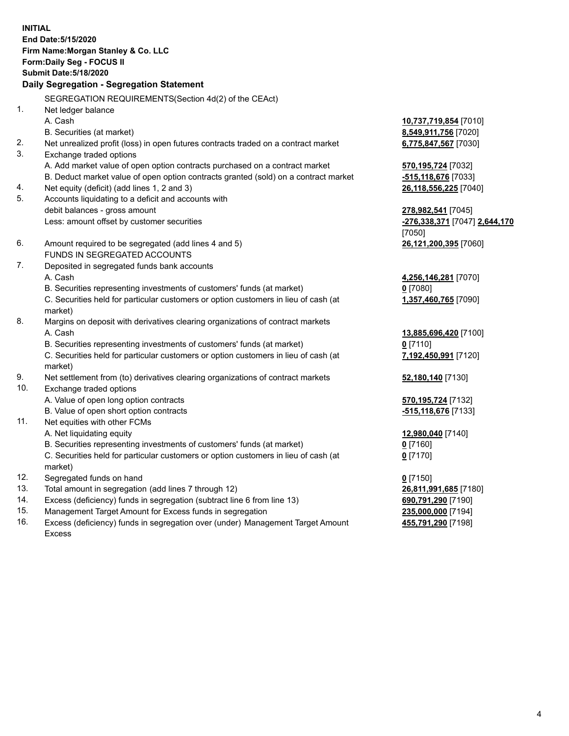**INITIAL**
**End Date:5/15/2020**
**Firm Name:Morgan Stanley & Co. LLC**
**Form:Daily Seg - FOCUS II**
**Submit Date:5/18/2020**

## Daily Segregation - Segregation Statement

| | | |
|---|---|---|
| | SEGREGATION REQUIREMENTS(Section 4d(2) of the CEAct) | |
| 1. | Net ledger balance | |
| | A. Cash | **10,737,719,854** [7010] |
| | B. Securities (at market) | **8,549,911,756** [7020] |
| 2. | Net unrealized profit (loss) in open futures contracts traded on a contract market | **6,775,847,567** [7030] |
| 3. | Exchange traded options | |
| | A. Add market value of open option contracts purchased on a contract market | **570,195,724** [7032] |
| | B. Deduct market value of open option contracts granted (sold) on a contract market | **-515,118,676** [7033] |
| 4. | Net equity (deficit) (add lines 1, 2 and 3) | **26,118,556,225** [7040] |
| 5. | Accounts liquidating to a deficit and accounts with debit balances - gross amount | **278,982,541** [7045] |
| | Less: amount offset by customer securities | **-276,338,371** [7047] **2,644,170** [7050] |
| 6. | Amount required to be segregated (add lines 4 and 5) | **26,121,200,395** [7060] |
| | FUNDS IN SEGREGATED ACCOUNTS | |
| 7. | Deposited in segregated funds bank accounts | |
| | A. Cash | **4,256,146,281** [7070] |
| | B. Securities representing investments of customers' funds (at market) | **0** [7080] |
| | C. Securities held for particular customers or option customers in lieu of cash (at market) | **1,357,460,765** [7090] |
| 8. | Margins on deposit with derivatives clearing organizations of contract markets | |
| | A. Cash | **13,885,696,420** [7100] |
| | B. Securities representing investments of customers' funds (at market) | **0** [7110] |
| | C. Securities held for particular customers or option customers in lieu of cash (at market) | **7,192,450,991** [7120] |
| 9. | Net settlement from (to) derivatives clearing organizations of contract markets | **52,180,140** [7130] |
| 10. | Exchange traded options | |
| | A. Value of open long option contracts | **570,195,724** [7132] |
| | B. Value of open short option contracts | **-515,118,676** [7133] |
| 11. | Net equities with other FCMs | |
| | A. Net liquidating equity | **12,980,040** [7140] |
| | B. Securities representing investments of customers' funds (at market) | **0** [7160] |
| | C. Securities held for particular customers or option customers in lieu of cash (at market) | **0** [7170] |
| 12. | Segregated funds on hand | **0** [7150] |
| 13. | Total amount in segregation (add lines 7 through 12) | **26,811,991,685** [7180] |
| 14. | Excess (deficiency) funds in segregation (subtract line 6 from line 13) | **690,791,290** [7190] |
| 15. | Management Target Amount for Excess funds in segregation | **235,000,000** [7194] |
| 16. | Excess (deficiency) funds in segregation over (under) Management Target Amount Excess | **455,791,290** [7198] |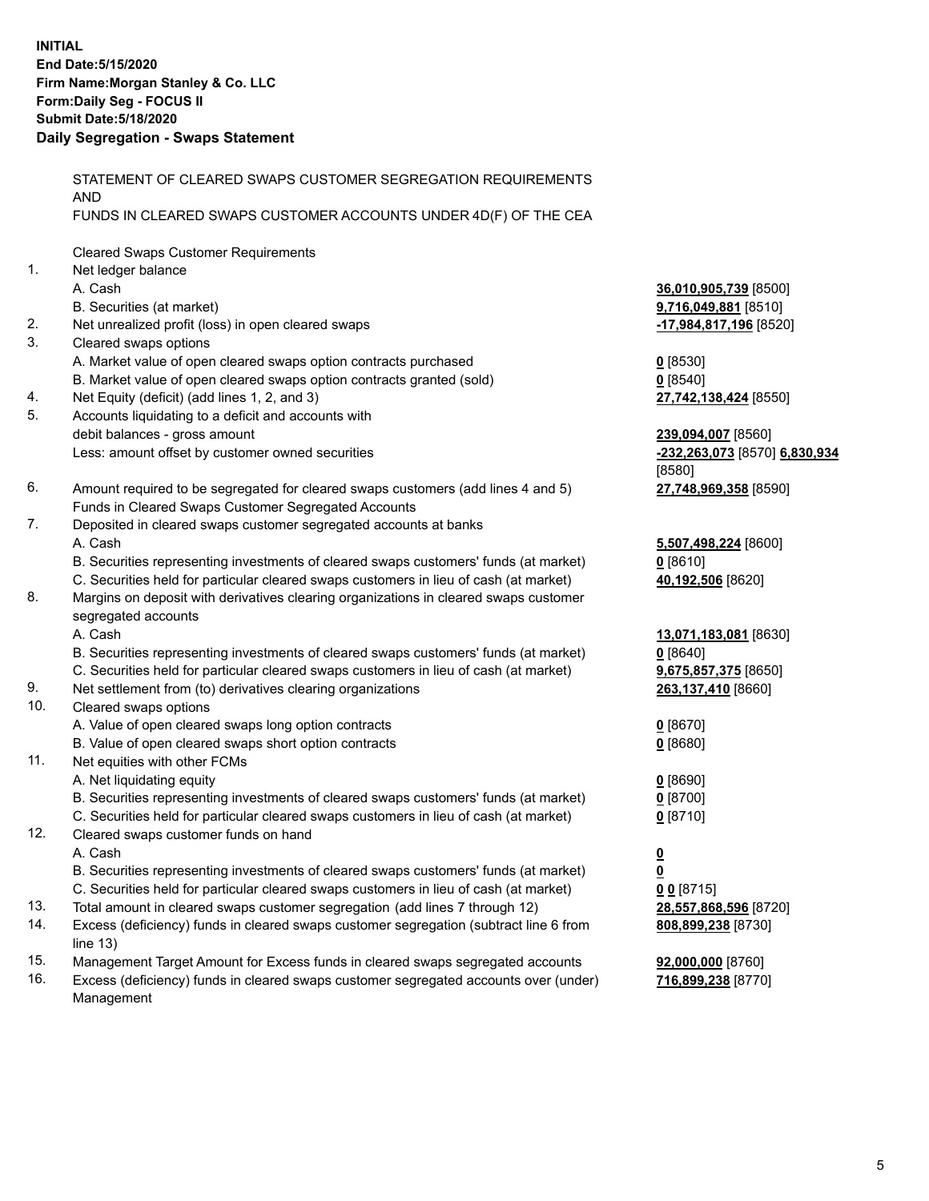**INITIAL**
**End Date:5/15/2020**
**Firm Name:Morgan Stanley & Co. LLC**
**Form:Daily Seg - FOCUS II**
**Submit Date:5/18/2020**
**Daily Segregation - Swaps Statement**

STATEMENT OF CLEARED SWAPS CUSTOMER SEGREGATION REQUIREMENTS AND FUNDS IN CLEARED SWAPS CUSTOMER ACCOUNTS UNDER 4D(F) OF THE CEA

| | | |
|---|---|---|
| | Cleared Swaps Customer Requirements | |
| 1. | Net ledger balance | |
| | A. Cash | **36,010,905,739** [8500] |
| | B. Securities (at market) | **9,716,049,881** [8510] |
| 2. | Net unrealized profit (loss) in open cleared swaps | **-17,984,817,196** [8520] |
| 3. | Cleared swaps options | |
| | A. Market value of open cleared swaps option contracts purchased | **0** [8530] |
| | B. Market value of open cleared swaps option contracts granted (sold) | **0** [8540] |
| 4. | Net Equity (deficit) (add lines 1, 2, and 3) | **27,742,138,424** [8550] |
| 5. | Accounts liquidating to a deficit and accounts with debit balances - gross amount | **239,094,007** [8560] |
| | Less: amount offset by customer owned securities | **-232,263,073** [8570] **6,830,934** [8580] |
| 6. | Amount required to be segregated for cleared swaps customers (add lines 4 and 5) | **27,748,969,358** [8590] |
| | Funds in Cleared Swaps Customer Segregated Accounts | |
| 7. | Deposited in cleared swaps customer segregated accounts at banks | |
| | A. Cash | **5,507,498,224** [8600] |
| | B. Securities representing investments of cleared swaps customers' funds (at market) | **0** [8610] |
| | C. Securities held for particular cleared swaps customers in lieu of cash (at market) | **40,192,506** [8620] |
| 8. | Margins on deposit with derivatives clearing organizations in cleared swaps customer segregated accounts | |
| | A. Cash | **13,071,183,081** [8630] |
| | B. Securities representing investments of cleared swaps customers' funds (at market) | **0** [8640] |
| | C. Securities held for particular cleared swaps customers in lieu of cash (at market) | **9,675,857,375** [8650] |
| 9. | Net settlement from (to) derivatives clearing organizations | **263,137,410** [8660] |
| 10. | Cleared swaps options | |
| | A. Value of open cleared swaps long option contracts | **0** [8670] |
| | B. Value of open cleared swaps short option contracts | **0** [8680] |
| 11. | Net equities with other FCMs | |
| | A. Net liquidating equity | **0** [8690] |
| | B. Securities representing investments of cleared swaps customers' funds (at market) | **0** [8700] |
| | C. Securities held for particular cleared swaps customers in lieu of cash (at market) | **0** [8710] |
| 12. | Cleared swaps customer funds on hand | |
| | A. Cash | **0** |
| | B. Securities representing investments of cleared swaps customers' funds (at market) | **0** |
| | C. Securities held for particular cleared swaps customers in lieu of cash (at market) | **0** **0** [8715] |
| 13. | Total amount in cleared swaps customer segregation (add lines 7 through 12) | **28,557,868,596** [8720] |
| 14. | Excess (deficiency) funds in cleared swaps customer segregation (subtract line 6 from line 13) | **808,899,238** [8730] |
| 15. | Management Target Amount for Excess funds in cleared swaps segregated accounts | **92,000,000** [8760] |
| 16. | Excess (deficiency) funds in cleared swaps customer segregated accounts over (under) Management | **716,899,238** [8770] |